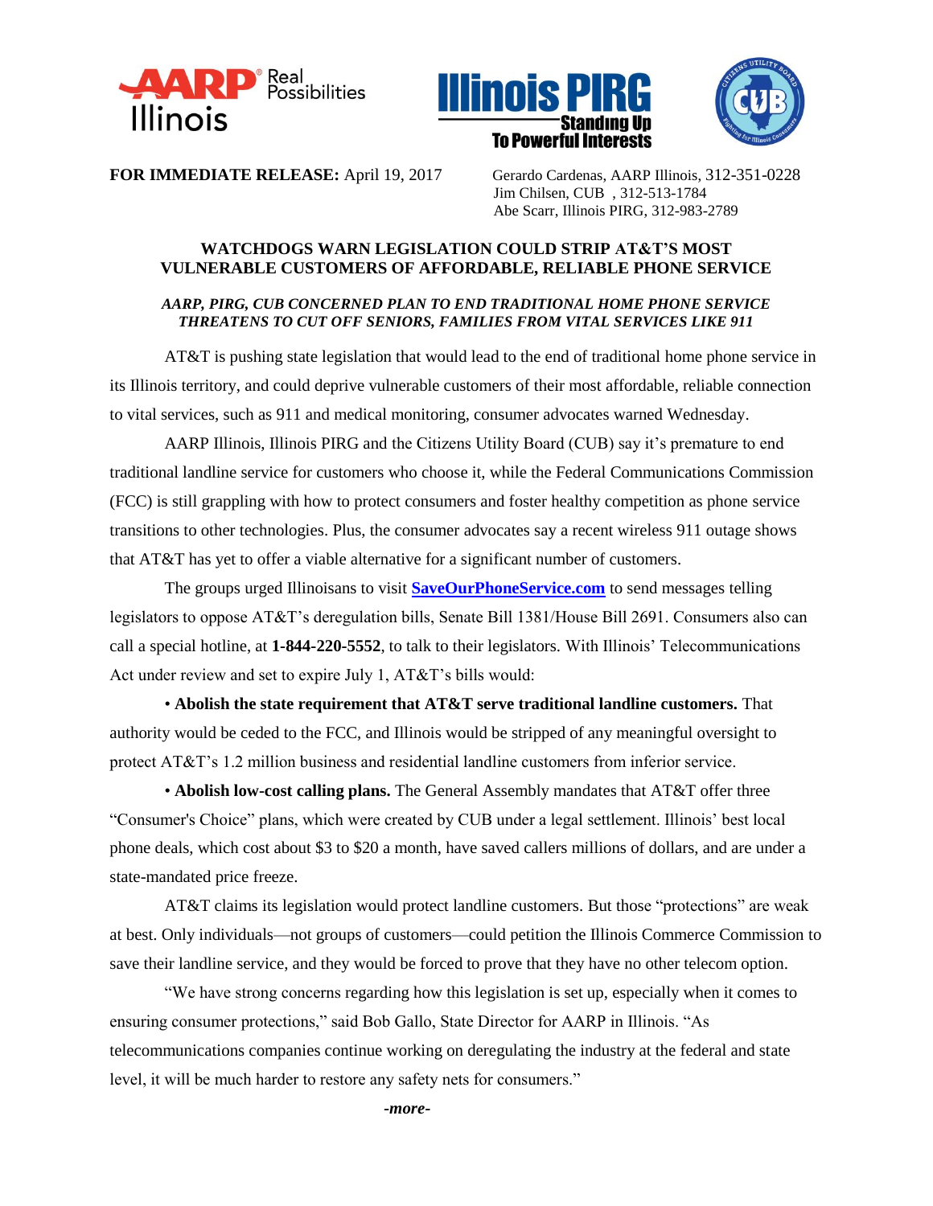**FOR IMMEDIATE RELEASE:** April 19, 2017

Gerardo Cardenas, AARP Illinois, 312-351-0228
Jim Chilsen, CUB , 312-513-1784
Abe Scarr, Illinois PIRG, 312-983-2789

## WATCHDOGS WARN LEGISLATION COULD STRIP AT&T'S MOST VULNERABLE CUSTOMERS OF AFFORDABLE, RELIABLE PHONE SERVICE

***AARP, PIRG, CUB CONCERNED PLAN TO END TRADITIONAL HOME PHONE SERVICE THREATENS TO CUT OFF SENIORS, FAMILIES FROM VITAL SERVICES LIKE 911***

AT&T is pushing state legislation that would lead to the end of traditional home phone service in its Illinois territory, and could deprive vulnerable customers of their most affordable, reliable connection to vital services, such as 911 and medical monitoring, consumer advocates warned Wednesday.

AARP Illinois, Illinois PIRG and the Citizens Utility Board (CUB) say it's premature to end traditional landline service for customers who choose it, while the Federal Communications Commission (FCC) is still grappling with how to protect consumers and foster healthy competition as phone service transitions to other technologies. Plus, the consumer advocates say a recent wireless 911 outage shows that AT&T has yet to offer a viable alternative for a significant number of customers.

The groups urged Illinoisans to visit **SaveOurPhoneService.com** to send messages telling legislators to oppose AT&T's deregulation bills, Senate Bill 1381/House Bill 2691. Consumers also can call a special hotline, at **1-844-220-5552**, to talk to their legislators. With Illinois' Telecommunications Act under review and set to expire July 1, AT&T's bills would:

- **Abolish the state requirement that AT&T serve traditional landline customers.** That authority would be ceded to the FCC, and Illinois would be stripped of any meaningful oversight to protect AT&T's 1.2 million business and residential landline customers from inferior service.
- **Abolish low-cost calling plans.** The General Assembly mandates that AT&T offer three "Consumer's Choice" plans, which were created by CUB under a legal settlement. Illinois' best local phone deals, which cost about $3 to $20 a month, have saved callers millions of dollars, and are under a state-mandated price freeze.

AT&T claims its legislation would protect landline customers. But those "protections" are weak at best. Only individuals—not groups of customers—could petition the Illinois Commerce Commission to save their landline service, and they would be forced to prove that they have no other telecom option.

"We have strong concerns regarding how this legislation is set up, especially when it comes to ensuring consumer protections," said Bob Gallo, State Director for AARP in Illinois. "As telecommunications companies continue working on deregulating the industry at the federal and state level, it will be much harder to restore any safety nets for consumers."

*-more-*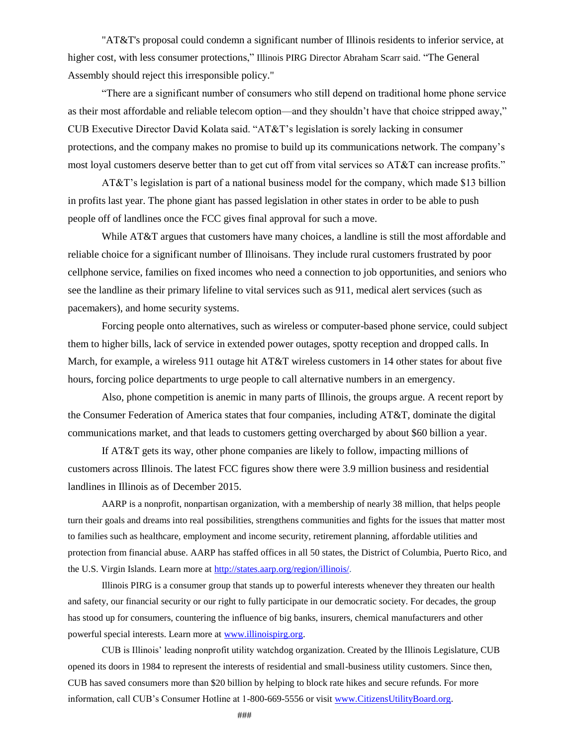"AT&T's proposal could condemn a significant number of Illinois residents to inferior service, at higher cost, with less consumer protections," Illinois PIRG Director Abraham Scarr said. "The General Assembly should reject this irresponsible policy."

"There are a significant number of consumers who still depend on traditional home phone service as their most affordable and reliable telecom option—and they shouldn't have that choice stripped away," CUB Executive Director David Kolata said. "AT&T's legislation is sorely lacking in consumer protections, and the company makes no promise to build up its communications network. The company's most loyal customers deserve better than to get cut off from vital services so AT&T can increase profits."

AT&T's legislation is part of a national business model for the company, which made $13 billion in profits last year. The phone giant has passed legislation in other states in order to be able to push people off of landlines once the FCC gives final approval for such a move.

While AT&T argues that customers have many choices, a landline is still the most affordable and reliable choice for a significant number of Illinoisans. They include rural customers frustrated by poor cellphone service, families on fixed incomes who need a connection to job opportunities, and seniors who see the landline as their primary lifeline to vital services such as 911, medical alert services (such as pacemakers), and home security systems.

Forcing people onto alternatives, such as wireless or computer-based phone service, could subject them to higher bills, lack of service in extended power outages, spotty reception and dropped calls. In March, for example, a wireless 911 outage hit AT&T wireless customers in 14 other states for about five hours, forcing police departments to urge people to call alternative numbers in an emergency.

Also, phone competition is anemic in many parts of Illinois, the groups argue. A recent report by the Consumer Federation of America states that four companies, including AT&T, dominate the digital communications market, and that leads to customers getting overcharged by about $60 billion a year.

If AT&T gets its way, other phone companies are likely to follow, impacting millions of customers across Illinois. The latest FCC figures show there were 3.9 million business and residential landlines in Illinois as of December 2015.

AARP is a nonprofit, nonpartisan organization, with a membership of nearly 38 million, that helps people turn their goals and dreams into real possibilities, strengthens communities and fights for the issues that matter most to families such as healthcare, employment and income security, retirement planning, affordable utilities and protection from financial abuse. AARP has staffed offices in all 50 states, the District of Columbia, Puerto Rico, and the U.S. Virgin Islands. Learn more at http://states.aarp.org/region/illinois/.

Illinois PIRG is a consumer group that stands up to powerful interests whenever they threaten our health and safety, our financial security or our right to fully participate in our democratic society. For decades, the group has stood up for consumers, countering the influence of big banks, insurers, chemical manufacturers and other powerful special interests. Learn more at www.illinoispirg.org.

CUB is Illinois' leading nonprofit utility watchdog organization. Created by the Illinois Legislature, CUB opened its doors in 1984 to represent the interests of residential and small-business utility customers. Since then, CUB has saved consumers more than $20 billion by helping to block rate hikes and secure refunds. For more information, call CUB's Consumer Hotline at 1-800-669-5556 or visit www.CitizensUtilityBoard.org.

###